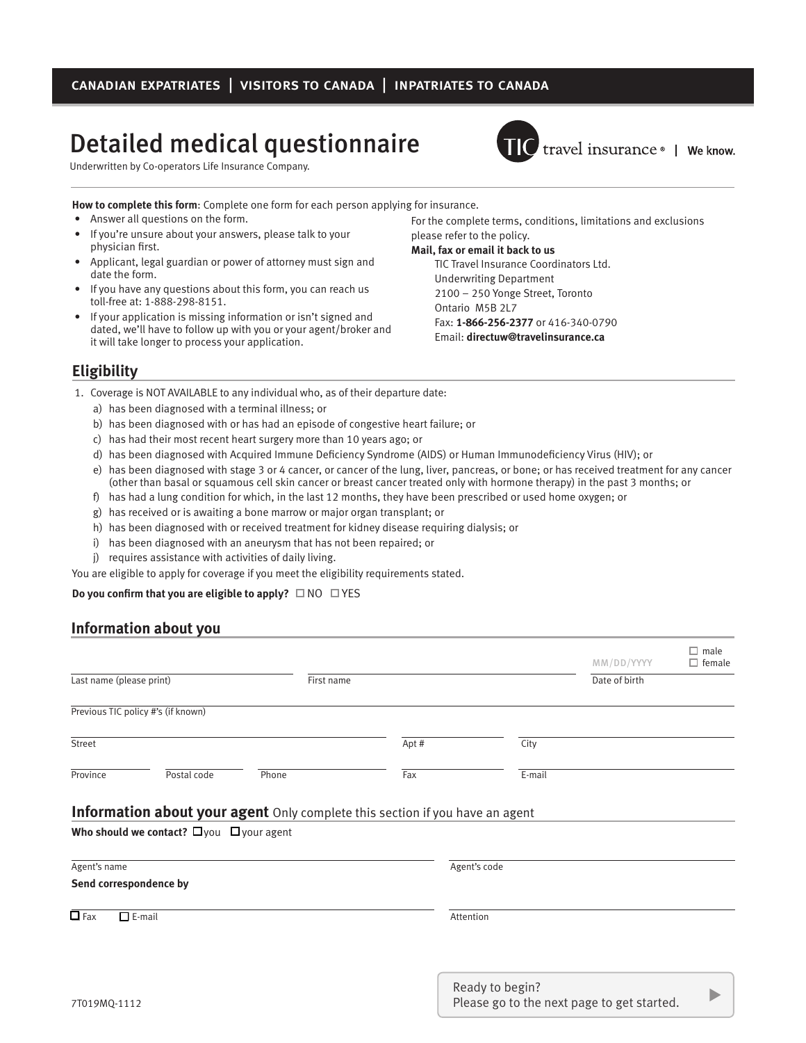CANADIAN EXPATRIATES | VISITORS TO CANADA | INPATRIATES TO CANADA

# Detailed medical questionnaire

Underwritten by Co-operators Life Insurance Company.

TIC travel insurance® | We know.

**How to complete this form**: Complete one form for each person applying for insurance.

- Answer all questions on the form.
- If you're unsure about your answers, please talk to your physician first.
- Applicant, legal guardian or power of attorney must sign and date the form.
- If you have any questions about this form, you can reach us toll-free at: 1-888-298-8151.
- If your application is missing information or isn't signed and dated, we'll have to follow up with you or your agent/broker and it will take longer to process your application.

For the complete terms, conditions, limitations and exclusions please refer to the policy.

**Mail, fax or email it back to us**

TIC Travel Insurance Coordinators Ltd.
Underwriting Department
2100 – 250 Yonge Street, Toronto
Ontario M5B 2L7
Fax: **1-866-256-2377** or 416-340-0790
Email: **directuw@travelinsurance.ca**

## Eligibility

1. Coverage is NOT AVAILABLE to any individual who, as of their departure date:
   a) has been diagnosed with a terminal illness; or
   b) has been diagnosed with or has had an episode of congestive heart failure; or
   c) has had their most recent heart surgery more than 10 years ago; or
   d) has been diagnosed with Acquired Immune Deficiency Syndrome (AIDS) or Human Immunodeficiency Virus (HIV); or
   e) has been diagnosed with stage 3 or 4 cancer, or cancer of the lung, liver, pancreas, or bone; or has received treatment for any cancer (other than basal or squamous cell skin cancer or breast cancer treated only with hormone therapy) in the past 3 months; or
   f) has had a lung condition for which, in the last 12 months, they have been prescribed or used home oxygen; or
   g) has received or is awaiting a bone marrow or major organ transplant; or
   h) has been diagnosed with or received treatment for kidney disease requiring dialysis; or
   i) has been diagnosed with an aneurysm that has not been repaired; or
   j) requires assistance with activities of daily living.

You are eligible to apply for coverage if you meet the eligibility requirements stated.

**Do you confirm that you are eligible to apply?** ☐ NO ☐ YES

## Information about you

Last name (please print) ____________ First name ____________ Date of birth MM/DD/YYYY ____________ ☐ male ☐ female

Previous TIC policy #'s (if known) ____________

Street ____________ Apt # ____________ City ____________

Province ____________ Postal code ____________ Phone ____________ Fax ____________ E-mail ____________

## Information about your agent Only complete this section if you have an agent

**Who should we contact?** ☐ you ☐ your agent

Agent's name ____________ Agent's code ____________

**Send correspondence by**

☐ Fax ☐ E-mail ____________ Attention ____________

7T019MQ-1112

Ready to begin?
Please go to the next page to get started.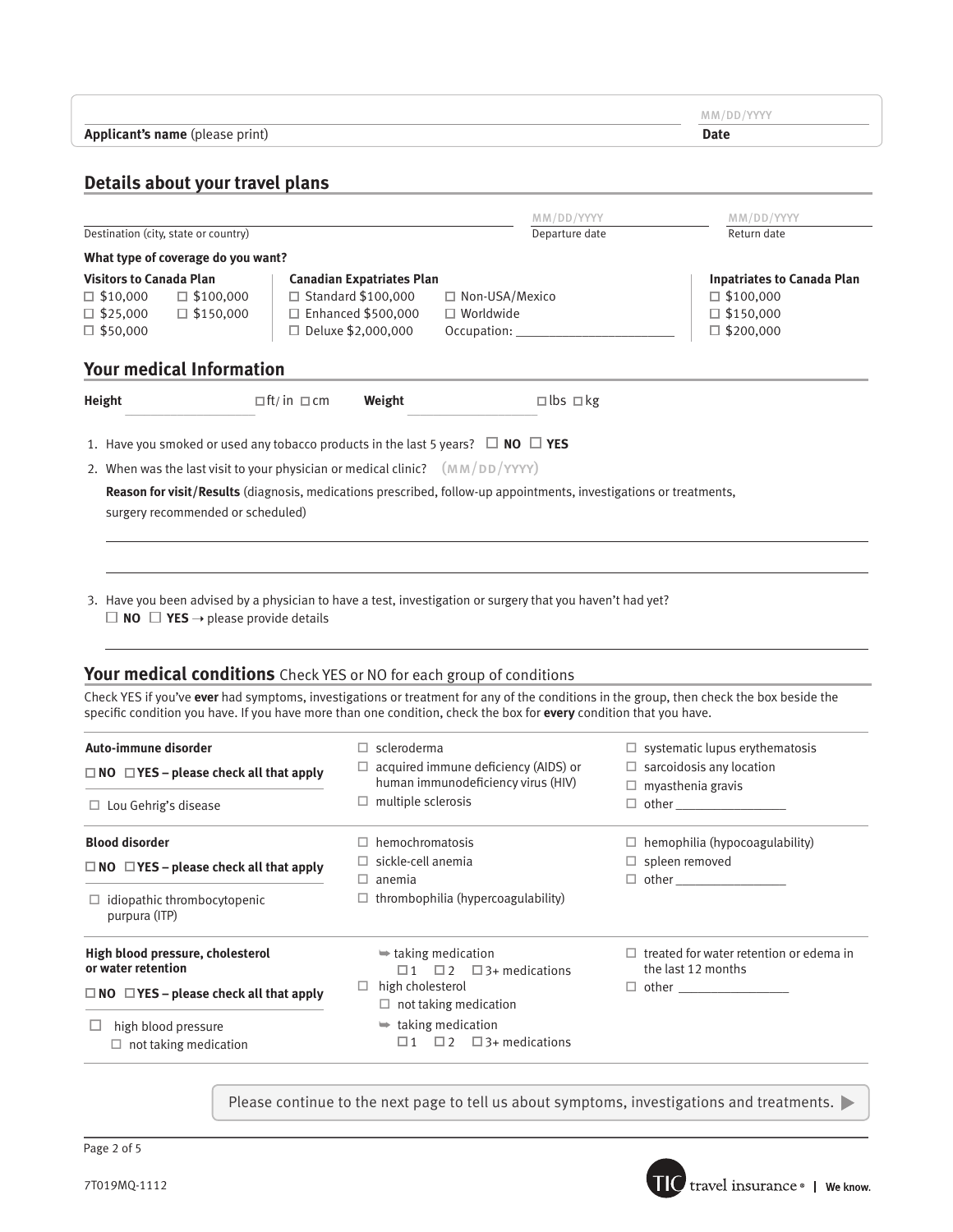**Applicant's name** (please print) ______________________ **Date** MM/DD/YYYY

## Details about your travel plans

Destination (city, state or country) ______________________ Departure date MM/DD/YYYY Return date MM/DD/YYYY

**What type of coverage do you want?**

**Visitors to Canada Plan**

- ☐ $10,000
- ☐ $25,000
- ☐ $50,000
- ☐ $100,000
- ☐ $150,000

**Canadian Expatriates Plan**

- ☐ Standard $100,000
- ☐ Enhanced $500,000
- ☐ Deluxe $2,000,000
- ☐ Non-USA/Mexico
- ☐ Worldwide
- Occupation: ______________________

**Inpatriates to Canada Plan**

- ☐ $100,000
- ☐ $150,000
- ☐ $200,000

## Your medical Information

**Height** ____________ ☐ft/in ☐cm **Weight** ____________ ☐lbs ☐kg

1. Have you smoked or used any tobacco products in the last 5 years? ☐ **NO** ☐ **YES**
2. When was the last visit to your physician or medical clinic? (MM/DD/YYYY)

   **Reason for visit/Results** (diagnosis, medications prescribed, follow-up appointments, investigations or treatments, surgery recommended or scheduled)

   ______________________

   ______________________

3. Have you been advised by a physician to have a test, investigation or surgery that you haven't had yet?
   ☐ **NO** ☐ **YES** → please provide details

   ______________________

## Your medical conditions Check YES or NO for each group of conditions

Check YES if you've **ever** had symptoms, investigations or treatment for any of the conditions in the group, then check the box beside the specific condition you have. If you have more than one condition, check the box for **every** condition that you have.

**Auto-immune disorder**

☐ **NO** ☐ **YES – please check all that apply**

- ☐ Lou Gehrig's disease
- ☐ scleroderma
- ☐ acquired immune deficiency (AIDS) or human immunodeficiency virus (HIV)
- ☐ multiple sclerosis
- ☐ systematic lupus erythematosis
- ☐ sarcoidosis any location
- ☐ myasthenia gravis
- ☐ other ______________

**Blood disorder**

☐ **NO** ☐ **YES – please check all that apply**

- ☐ idiopathic thrombocytopenic purpura (ITP)
- ☐ hemochromatosis
- ☐ sickle-cell anemia
- ☐ anemia
- ☐ thrombophilia (hypercoagulability)
- ☐ hemophilia (hypocoagulability)
- ☐ spleen removed
- ☐ other ______________

**High blood pressure, cholesterol or water retention**

☐ **NO** ☐ **YES – please check all that apply**

- ☐ high blood pressure
  - ☐ not taking medication
  - ➡ taking medication ☐1 ☐2 ☐3+ medications
- ☐ high cholesterol
  - ☐ not taking medication
  - ➡ taking medication ☐1 ☐2 ☐3+ medications
- ☐ treated for water retention or edema in the last 12 months
- ☐ other ______________

Please continue to the next page to tell us about symptoms, investigations and treatments. ▶

7T019MQ-1112

TIC travel insurance® | We know.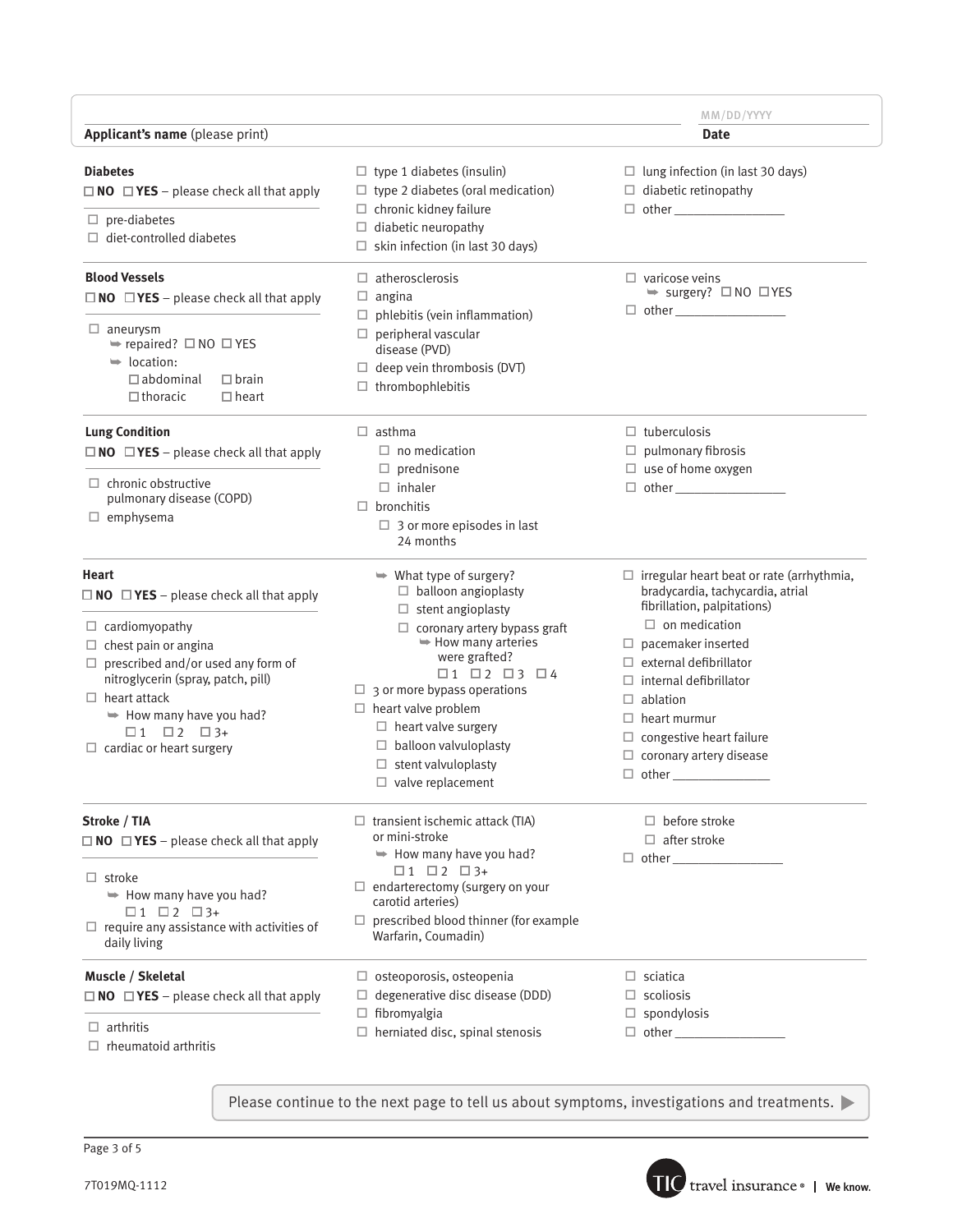Applicant's name (please print) ______________________ Date MM/DD/YYYY

**Diabetes**
☐ NO ☐ YES – please check all that apply

- ☐ pre-diabetes
- ☐ diet-controlled diabetes
- ☐ type 1 diabetes (insulin)
- ☐ type 2 diabetes (oral medication)
- ☐ chronic kidney failure
- ☐ diabetic neuropathy
- ☐ skin infection (in last 30 days)
- ☐ lung infection (in last 30 days)
- ☐ diabetic retinopathy
- ☐ other ________________

**Blood Vessels**
☐ NO ☐ YES – please check all that apply

- ☐ aneurysm
  - ➡ repaired? ☐ NO ☐ YES
  - ➡ location:
    - ☐ abdominal ☐ brain
    - ☐ thoracic ☐ heart
- ☐ atherosclerosis
- ☐ angina
- ☐ phlebitis (vein inflammation)
- ☐ peripheral vascular disease (PVD)
- ☐ deep vein thrombosis (DVT)
- ☐ thrombophlebitis
- ☐ varicose veins
  - ➡ surgery? ☐ NO ☐ YES
- ☐ other ________________

**Lung Condition**
☐ NO ☐ YES – please check all that apply

- ☐ chronic obstructive pulmonary disease (COPD)
- ☐ emphysema
- ☐ asthma
  - ☐ no medication
  - ☐ prednisone
  - ☐ inhaler
- ☐ bronchitis
  - ☐ 3 or more episodes in last 24 months
- ☐ tuberculosis
- ☐ pulmonary fibrosis
- ☐ use of home oxygen
- ☐ other ________________

**Heart**
☐ NO ☐ YES – please check all that apply

- ☐ cardiomyopathy
- ☐ chest pain or angina
- ☐ prescribed and/or used any form of nitroglycerin (spray, patch, pill)
- ☐ heart attack
  - ➡ How many have you had?
    - ☐ 1 ☐ 2 ☐ 3+
- ☐ cardiac or heart surgery
  - ➡ What type of surgery?
    - ☐ balloon angioplasty
    - ☐ stent angioplasty
    - ☐ coronary artery bypass graft
      - ➡ How many arteries were grafted?
        - ☐ 1 ☐ 2 ☐ 3 ☐ 4
- ☐ 3 or more bypass operations
- ☐ heart valve problem
  - ☐ heart valve surgery
  - ☐ balloon valvuloplasty
  - ☐ stent valvuloplasty
  - ☐ valve replacement
- ☐ irregular heart beat or rate (arrhythmia, bradycardia, tachycardia, atrial fibrillation, palpitations)
  - ☐ on medication
- ☐ pacemaker inserted
- ☐ external defibrillator
- ☐ internal defibrillator
- ☐ ablation
- ☐ heart murmur
- ☐ congestive heart failure
- ☐ coronary artery disease
- ☐ other ______________

**Stroke / TIA**
☐ NO ☐ YES – please check all that apply

- ☐ stroke
  - ➡ How many have you had?
    - ☐ 1 ☐ 2 ☐ 3+
- ☐ require any assistance with activities of daily living
- ☐ transient ischemic attack (TIA) or mini-stroke
  - ➡ How many have you had?
    - ☐ 1 ☐ 2 ☐ 3+
- ☐ endarterectomy (surgery on your carotid arteries)
- ☐ prescribed blood thinner (for example Warfarin, Coumadin)
  - ☐ before stroke
  - ☐ after stroke
- ☐ other ________________

**Muscle / Skeletal**
☐ NO ☐ YES – please check all that apply

- ☐ arthritis
- ☐ rheumatoid arthritis
- ☐ osteoporosis, osteopenia
- ☐ degenerative disc disease (DDD)
- ☐ fibromyalgia
- ☐ herniated disc, spinal stenosis
- ☐ sciatica
- ☐ scoliosis
- ☐ spondylosis
- ☐ other ________________

Please continue to the next page to tell us about symptoms, investigations and treatments. ▶

7T019MQ-1112

TIC travel insurance® | We know.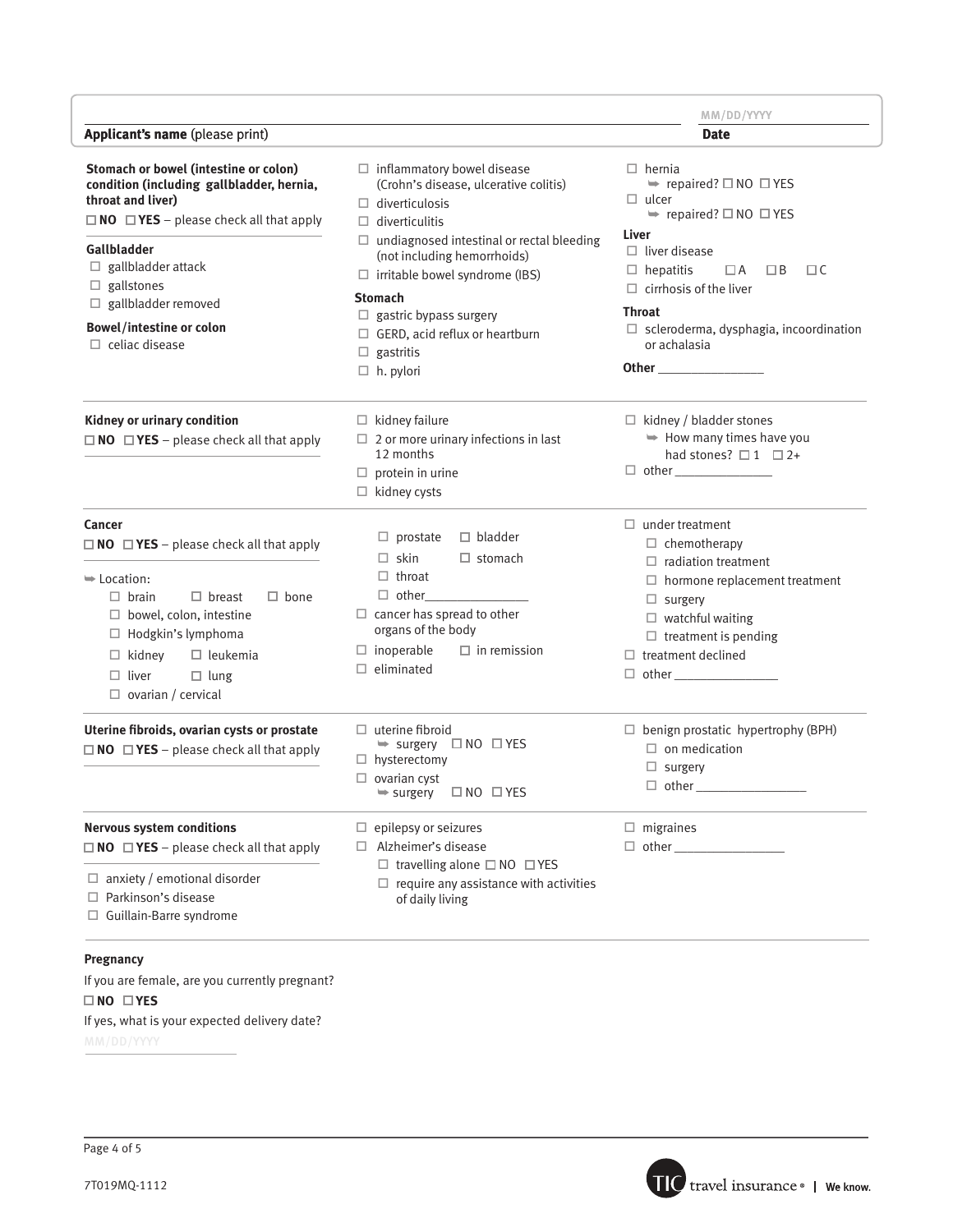Applicant's name (please print) ____________________ Date MM/DD/YYYY

**Stomach or bowel (intestine or colon) condition (including gallbladder, hernia, throat and liver)**

☐ **NO** ☐ **YES** – please check all that apply

**Gallbladder**

- ☐ gallbladder attack
- ☐ gallstones
- ☐ gallbladder removed

**Bowel/intestine or colon**

- ☐ celiac disease
- ☐ inflammatory bowel disease (Crohn's disease, ulcerative colitis)
- ☐ diverticulosis
- ☐ diverticulitis
- ☐ undiagnosed intestinal or rectal bleeding (not including hemorrhoids)
- ☐ irritable bowel syndrome (IBS)

**Stomach**

- ☐ gastric bypass surgery
- ☐ GERD, acid reflux or heartburn
- ☐ gastritis
- ☐ h. pylori
- ☐ hernia
  - ➥ repaired? ☐ NO ☐ YES
- ☐ ulcer
  - ➥ repaired? ☐ NO ☐ YES

**Liver**

- ☐ liver disease
- ☐ hepatitis ☐ A ☐ B ☐ C
- ☐ cirrhosis of the liver

**Throat**

- ☐ scleroderma, dysphagia, incoordination or achalasia

**Other** ____________

---

**Kidney or urinary condition**

☐ **NO** ☐ **YES** – please check all that apply

- ☐ kidney failure
- ☐ 2 or more urinary infections in last 12 months
- ☐ protein in urine
- ☐ kidney cysts
- ☐ kidney / bladder stones
  - ➥ How many times have you had stones? ☐ 1 ☐ 2+
- ☐ other ____________

---

**Cancer**

☐ **NO** ☐ **YES** – please check all that apply

➥ Location:

- ☐ brain ☐ breast ☐ bone
- ☐ bowel, colon, intestine
- ☐ Hodgkin's lymphoma
- ☐ kidney ☐ leukemia
- ☐ liver ☐ lung
- ☐ ovarian / cervical
- ☐ prostate ☐ bladder
- ☐ skin ☐ stomach
- ☐ throat
- ☐ other____________

- ☐ cancer has spread to other organs of the body
- ☐ inoperable ☐ in remission
- ☐ eliminated
- ☐ under treatment
  - ☐ chemotherapy
  - ☐ radiation treatment
  - ☐ hormone replacement treatment
  - ☐ surgery
  - ☐ watchful waiting
  - ☐ treatment is pending
- ☐ treatment declined
- ☐ other ____________

---

**Uterine fibroids, ovarian cysts or prostate**

☐ **NO** ☐ **YES** – please check all that apply

- ☐ uterine fibroid
  - ➥ surgery ☐ NO ☐ YES
- ☐ hysterectomy
- ☐ ovarian cyst
  - ➥ surgery ☐ NO ☐ YES
- ☐ benign prostatic hypertrophy (BPH)
  - ☐ on medication
  - ☐ surgery
  - ☐ other ____________

---

**Nervous system conditions**

☐ **NO** ☐ **YES** – please check all that apply

- ☐ anxiety / emotional disorder
- ☐ Parkinson's disease
- ☐ Guillain-Barre syndrome
- ☐ epilepsy or seizures
- ☐ Alzheimer's disease
  - ☐ travelling alone ☐ NO ☐ YES
  - ☐ require any assistance with activities of daily living
- ☐ migraines
- ☐ other ____________

---

**Pregnancy**

If you are female, are you currently pregnant?

☐ **NO** ☐ **YES**

If yes, what is your expected delivery date?

MM/DD/YYYY ____________

7T019MQ-1112

TIC travel insurance® | We know.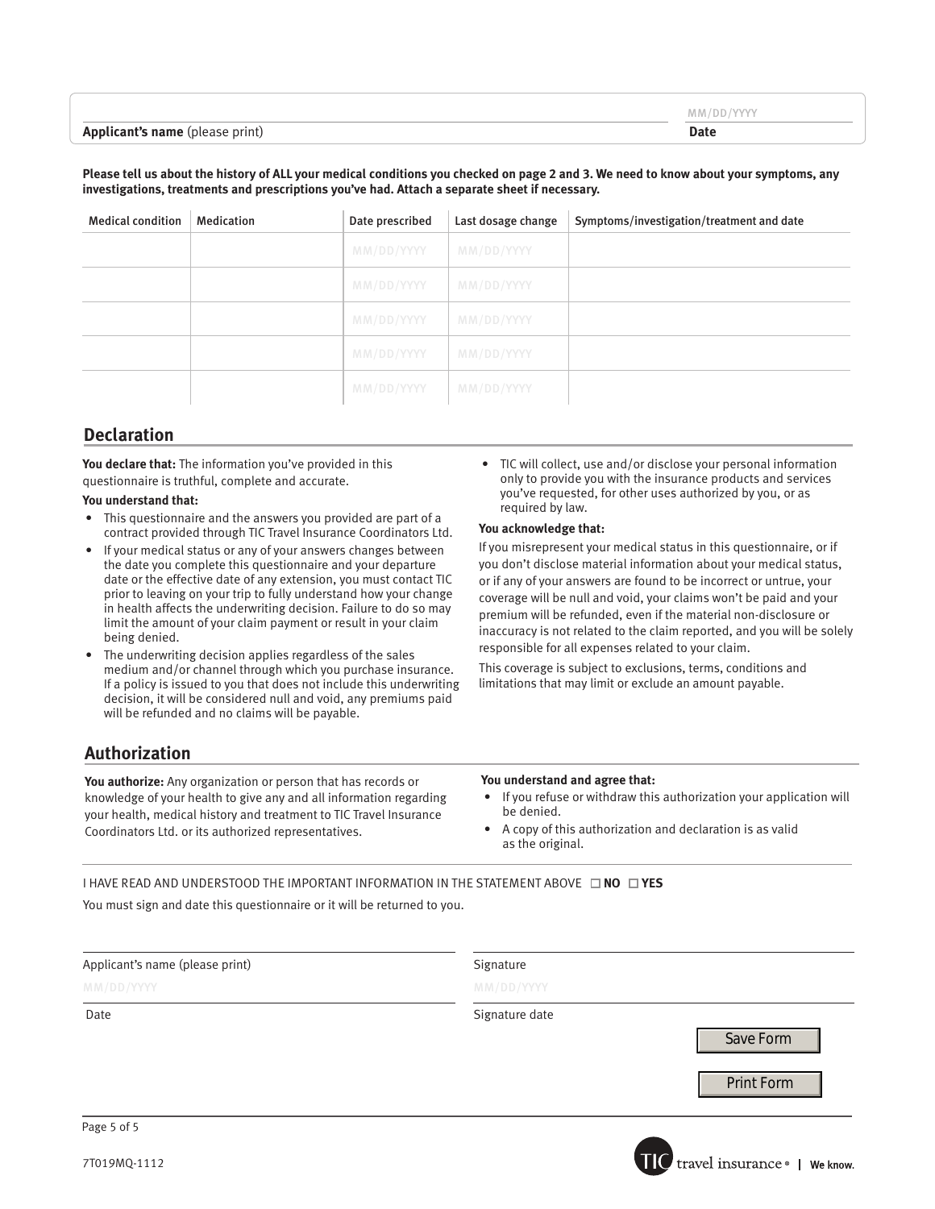| | |
|---|---|
| | MM/DD/YYYY |
| **Applicant's name** (please print) | **Date** |

**Please tell us about the history of ALL your medical conditions you checked on page 2 and 3. We need to know about your symptoms, any investigations, treatments and prescriptions you've had. Attach a separate sheet if necessary.**

| Medical condition | Medication | Date prescribed | Last dosage change | Symptoms/investigation/treatment and date |
|---|---|---|---|---|
| | | MM/DD/YYYY | MM/DD/YYYY | |
| | | MM/DD/YYYY | MM/DD/YYYY | |
| | | MM/DD/YYYY | MM/DD/YYYY | |
| | | MM/DD/YYYY | MM/DD/YYYY | |
| | | MM/DD/YYYY | MM/DD/YYYY | |

## Declaration

**You declare that:** The information you've provided in this questionnaire is truthful, complete and accurate.

**You understand that:**

- This questionnaire and the answers you provided are part of a contract provided through TIC Travel Insurance Coordinators Ltd.
- If your medical status or any of your answers changes between the date you complete this questionnaire and your departure date or the effective date of any extension, you must contact TIC prior to leaving on your trip to fully understand how your change in health affects the underwriting decision. Failure to do so may limit the amount of your claim payment or result in your claim being denied.
- The underwriting decision applies regardless of the sales medium and/or channel through which you purchase insurance. If a policy is issued to you that does not include this underwriting decision, it will be considered null and void, any premiums paid will be refunded and no claims will be payable.
- TIC will collect, use and/or disclose your personal information only to provide you with the insurance products and services you've requested, for other uses authorized by you, or as required by law.

**You acknowledge that:**

If you misrepresent your medical status in this questionnaire, or if you don't disclose material information about your medical status, or if any of your answers are found to be incorrect or untrue, your coverage will be null and void, your claims won't be paid and your premium will be refunded, even if the material non-disclosure or inaccuracy is not related to the claim reported, and you will be solely responsible for all expenses related to your claim.

This coverage is subject to exclusions, terms, conditions and limitations that may limit or exclude an amount payable.

## Authorization

**You authorize:** Any organization or person that has records or knowledge of your health, medical history and treatment to give any and all information regarding your health, medical history and treatment to TIC Travel Insurance Coordinators Ltd. or its authorized representatives.

**You understand and agree that:**

- If you refuse or withdraw this authorization your application will be denied.
- A copy of this authorization and declaration is as valid as the original.

I HAVE READ AND UNDERSTOOD THE IMPORTANT INFORMATION IN THE STATEMENT ABOVE ☐ **NO** ☐ **YES**

You must sign and date this questionnaire or it will be returned to you.

| | |
|---|---|
| Applicant's name (please print) | Signature |
| MM/DD/YYYY | MM/DD/YYYY |
| Date | Signature date |

Save Form

Print Form

7T019MQ-1112

TIC travel insurance® | We know.